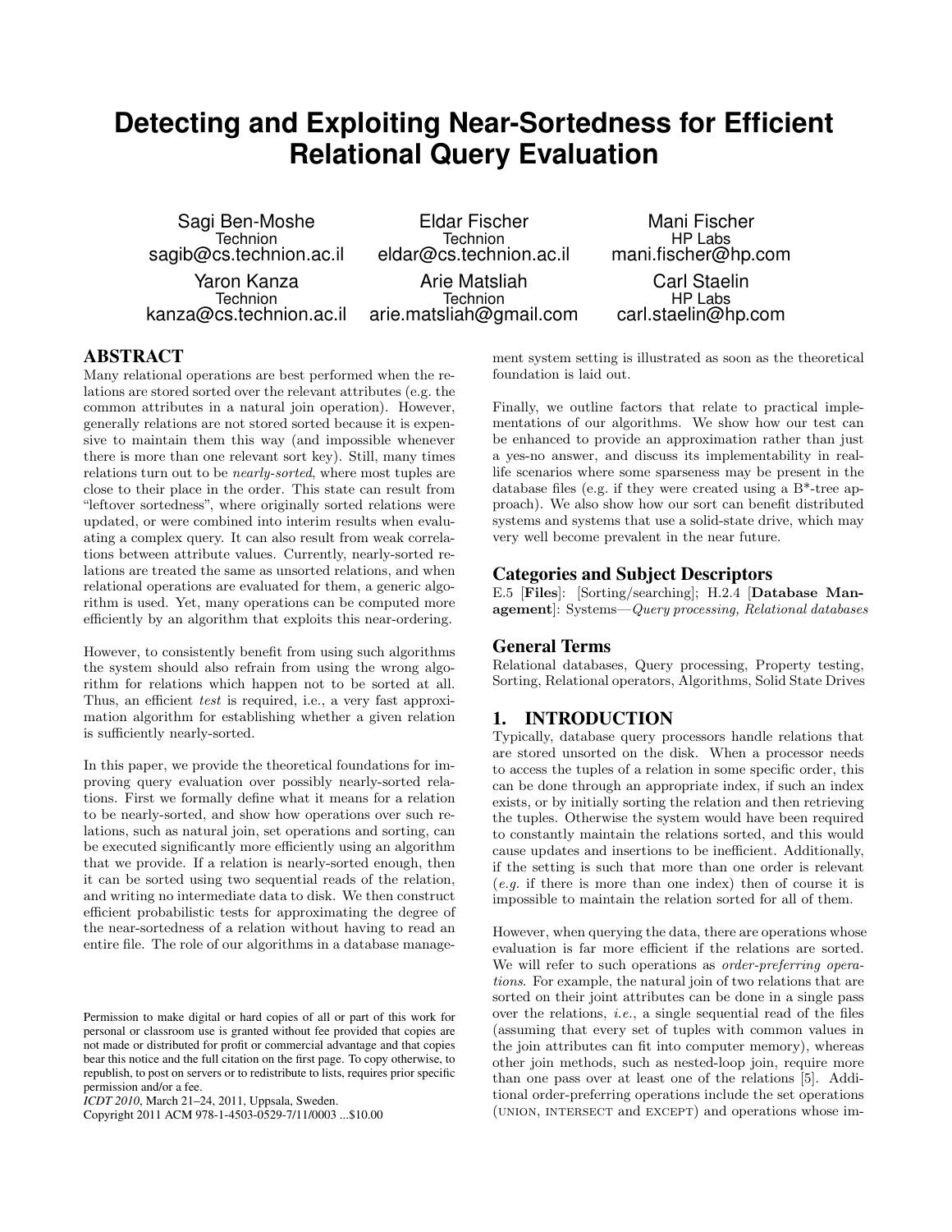# Detecting and Exploiting Near-Sortedness for Efficient Relational Query Evaluation

Sagi Ben-Moshe
Technion
sagib@cs.technion.ac.il

Eldar Fischer
Technion
eldar@cs.technion.ac.il

Mani Fischer
HP Labs
mani.fischer@hp.com

Yaron Kanza
Technion
kanza@cs.technion.ac.il

Arie Matsliah
Technion
arie.matsliah@gmail.com

Carl Staelin
HP Labs
carl.staelin@hp.com

## ABSTRACT

Many relational operations are best performed when the relations are stored sorted over the relevant attributes (e.g. the common attributes in a natural join operation). However, generally relations are not stored sorted because it is expensive to maintain them this way (and impossible whenever there is more than one relevant sort key). Still, many times relations turn out to be *nearly-sorted*, where most tuples are close to their place in the order. This state can result from "leftover sortedness", where originally sorted relations were updated, or were combined into interim results when evaluating a complex query. It can also result from weak correlations between attribute values. Currently, nearly-sorted relations are treated the same as unsorted relations, and when relational operations are evaluated for them, a generic algorithm is used. Yet, many operations can be computed more efficiently by an algorithm that exploits this near-ordering.

However, to consistently benefit from using such algorithms the system should also refrain from using the wrong algorithm for relations which happen not to be sorted at all. Thus, an efficient *test* is required, i.e., a very fast approximation algorithm for establishing whether a given relation is sufficiently nearly-sorted.

In this paper, we provide the theoretical foundations for improving query evaluation over possibly nearly-sorted relations. First we formally define what it means for a relation to be nearly-sorted, and show how operations over such relations, such as natural join, set operations and sorting, can be executed significantly more efficiently using an algorithm that we provide. If a relation is nearly-sorted enough, then it can be sorted using two sequential reads of the relation, and writing no intermediate data to disk. We then construct efficient probabilistic tests for approximating the degree of the near-sortedness of a relation without having to read an entire file. The role of our algorithms in a database management system setting is illustrated as soon as the theoretical foundation is laid out.

Finally, we outline factors that relate to practical implementations of our algorithms. We show how our test can be enhanced to provide an approximation rather than just a yes-no answer, and discuss its implementability in real-life scenarios where some sparseness may be present in the database files (e.g. if they were created using a B*-tree approach). We also show how our sort can benefit distributed systems and systems that use a solid-state drive, which may very well become prevalent in the near future.

### Categories and Subject Descriptors

E.5 [**Files**]: [Sorting/searching]; H.2.4 [**Database Management**]: Systems—*Query processing, Relational databases*

### General Terms

Relational databases, Query processing, Property testing, Sorting, Relational operators, Algorithms, Solid State Drives

## 1. INTRODUCTION

Typically, database query processors handle relations that are stored unsorted on the disk. When a processor needs to access the tuples of a relation in some specific order, this can be done through an appropriate index, if such an index exists, or by initially sorting the relation and then retrieving the tuples. Otherwise the system would have been required to constantly maintain the relations sorted, and this would cause updates and insertions to be inefficient. Additionally, if the setting is such that more than one order is relevant (*e.g.* if there is more than one index) then of course it is impossible to maintain the relation sorted for all of them.

However, when querying the data, there are operations whose evaluation is far more efficient if the relations are sorted. We will refer to such operations as *order-preferring operations*. For example, the natural join of two relations that are sorted on their joint attributes can be done in a single pass over the relations, *i.e.*, a single sequential read of the files (assuming that every set of tuples with common values in the join attributes can fit into computer memory), whereas other join methods, such as nested-loop join, require more than one pass over at least one of the relations [5]. Additional order-preferring operations include the set operations (UNION, INTERSECT and EXCEPT) and operations whose im-

Permission to make digital or hard copies of all or part of this work for personal or classroom use is granted without fee provided that copies are not made or distributed for profit or commercial advantage and that copies bear this notice and the full citation on the first page. To copy otherwise, to republish, to post on servers or to redistribute to lists, requires prior specific permission and/or a fee.
*ICDT 2010*, March 21–24, 2011, Uppsala, Sweden.
Copyright 2011 ACM 978-1-4503-0529-7/11/0003 ...$10.00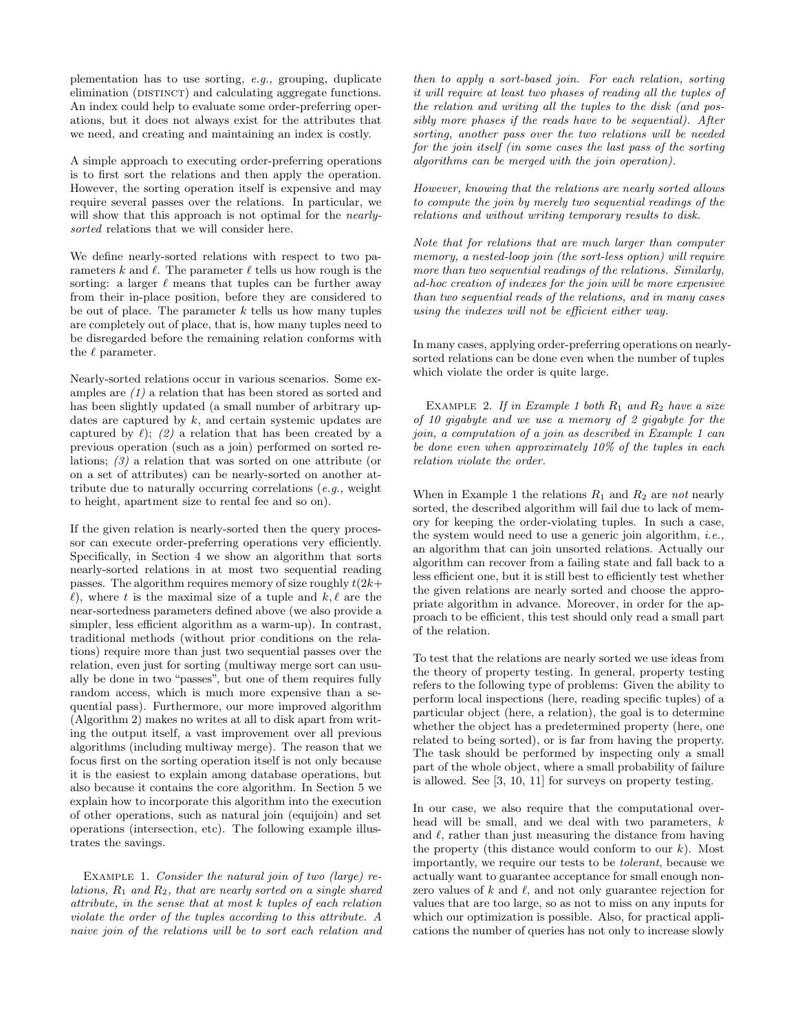plementation has to use sorting, *e.g.,* grouping, duplicate elimination (DISTINCT) and calculating aggregate functions. An index could help to evaluate some order-preferring operations, but it does not always exist for the attributes that we need, and creating and maintaining an index is costly.

A simple approach to executing order-preferring operations is to first sort the relations and then apply the operation. However, the sorting operation itself is expensive and may require several passes over the relations. In particular, we will show that this approach is not optimal for the *nearly-sorted* relations that we will consider here.

We define nearly-sorted relations with respect to two parameters $k$ and $\ell$. The parameter $\ell$ tells us how rough is the sorting: a larger $\ell$ means that tuples can be further away from their in-place position, before they are considered to be out of place. The parameter $k$ tells us how many tuples are completely out of place, that is, how many tuples need to be disregarded before the remaining relation conforms with the $\ell$ parameter.

Nearly-sorted relations occur in various scenarios. Some examples are *(1)* a relation that has been stored as sorted and has been slightly updated (a small number of arbitrary updates are captured by $k$, and certain systemic updates are captured by $\ell$); *(2)* a relation that has been created by a previous operation (such as a join) performed on sorted relations; *(3)* a relation that was sorted on one attribute (or on a set of attributes) can be nearly-sorted on another attribute due to naturally occurring correlations (*e.g.,* weight to height, apartment size to rental fee and so on).

If the given relation is nearly-sorted then the query processor can execute order-preferring operations very efficiently. Specifically, in Section 4 we show an algorithm that sorts nearly-sorted relations in at most two sequential reading passes. The algorithm requires memory of size roughly $t(2k+\ell)$, where $t$ is the maximal size of a tuple and $k, \ell$ are the near-sortedness parameters defined above (we also provide a simpler, less efficient algorithm as a warm-up). In contrast, traditional methods (without prior conditions on the relations) require more than just two sequential passes over the relation, even just for sorting (multiway merge sort can usually be done in two "passes", but one of them requires fully random access, which is much more expensive than a sequential pass). Furthermore, our more improved algorithm (Algorithm 2) makes no writes at all to disk apart from writing the output itself, a vast improvement over all previous algorithms (including multiway merge). The reason that we focus first on the sorting operation itself is not only because it is the easiest to explain among database operations, but also because it contains the core algorithm. In Section 5 we explain how to incorporate this algorithm into the execution of other operations, such as natural join (equijoin) and set operations (intersection, etc). The following example illustrates the savings.

EXAMPLE 1. *Consider the natural join of two (large) relations, $R_1$ and $R_2$, that are nearly sorted on a single shared attribute, in the sense that at most $k$ tuples of each relation violate the order of the tuples according to this attribute. A naive join of the relations will be to sort each relation and then to apply a sort-based join. For each relation, sorting it will require at least two phases of reading all the tuples of the relation and writing all the tuples to the disk (and possibly more phases if the reads have to be sequential). After sorting, another pass over the two relations will be needed for the join itself (in some cases the last pass of the sorting algorithms can be merged with the join operation).*

*However, knowing that the relations are nearly sorted allows to compute the join by merely two sequential readings of the relations and without writing temporary results to disk.*

*Note that for relations that are much larger than computer memory, a nested-loop join (the sort-less option) will require more than two sequential readings of the relations. Similarly, ad-hoc creation of indexes for the join will be more expensive than two sequential reads of the relations, and in many cases using the indexes will not be efficient either way.*

In many cases, applying order-preferring operations on nearly-sorted relations can be done even when the number of tuples which violate the order is quite large.

EXAMPLE 2. *If in Example 1 both $R_1$ and $R_2$ have a size of 10 gigabyte and we use a memory of 2 gigabyte for the join, a computation of a join as described in Example 1 can be done even when approximately 10% of the tuples in each relation violate the order.*

When in Example 1 the relations $R_1$ and $R_2$ are *not* nearly sorted, the described algorithm will fail due to lack of memory for keeping the order-violating tuples. In such a case, the system would need to use a generic join algorithm, *i.e.,* an algorithm that can join unsorted relations. Actually our algorithm can recover from a failing state and fall back to a less efficient one, but it is still best to efficiently test whether the given relations are nearly sorted and choose the appropriate algorithm in advance. Moreover, in order for the approach to be efficient, this test should only read a small part of the relation.

To test that the relations are nearly sorted we use ideas from the theory of property testing. In general, property testing refers to the following type of problems: Given the ability to perform local inspections (here, reading specific tuples) of a particular object (here, a relation), the goal is to determine whether the object has a predetermined property (here, one related to being sorted), or is far from having the property. The task should be performed by inspecting only a small part of the whole object, where a small probability of failure is allowed. See [3, 10, 11] for surveys on property testing.

In our case, we also require that the computational overhead will be small, and we deal with two parameters, $k$ and $\ell$, rather than just measuring the distance from having the property (this distance would conform to our $k$). Most importantly, we require our tests to be *tolerant*, because we actually want to guarantee acceptance for small enough non-zero values of $k$ and $\ell$, and not only guarantee rejection for values that are too large, so as not to miss on any inputs for which our optimization is possible. Also, for practical applications the number of queries has not only to increase slowly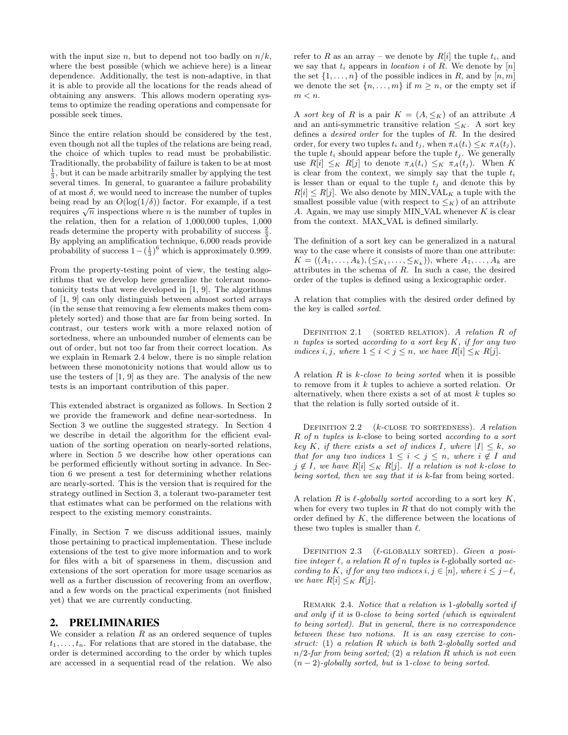with the input size $n$, but to depend not too badly on $n/k$, where the best possible (which we achieve here) is a linear dependence. Additionally, the test is non-adaptive, in that it is able to provide all the locations for the reads ahead of obtaining any answers. This allows modern operating systems to optimize the reading operations and compensate for possible seek times.

Since the entire relation should be considered by the test, even though not all the tuples of the relations are being read, the choice of which tuples to read must be probabilistic. Traditionally, the probability of failure is taken to be at most $\frac{1}{3}$, but it can be made arbitrarily smaller by applying the test several times. In general, to guarantee a failure probability of at most $\delta$, we would need to increase the number of tuples being read by an $O(\log(1/\delta))$ factor. For example, if a test requires $\sqrt{n}$ inspections where $n$ is the number of tuples in the relation, then for a relation of 1,000,000 tuples, 1,000 reads determine the property with probability of success $\frac{2}{3}$. By applying an amplification technique, 6,000 reads provide probability of success $1-(\frac{1}{3})^6$ which is approximately 0.999.

From the property-testing point of view, the testing algorithms that we develop here generalize the tolerant monotonicity tests that were developed in [1, 9]. The algorithms of [1, 9] can only distinguish between almost sorted arrays (in the sense that removing a few elements makes them completely sorted) and those that are far from being sorted. In contrast, our testers work with a more relaxed notion of sortedness, where an unbounded number of elements can be out of order, but not too far from their correct location. As we explain in Remark 2.4 below, there is no simple relation between these monotonicity notions that would allow us to use the testers of [1, 9] as they are. The analysis of the new tests is an important contribution of this paper.

This extended abstract is organized as follows. In Section 2 we provide the framework and define near-sortedness. In Section 3 we outline the suggested strategy. In Section 4 we describe in detail the algorithm for the efficient evaluation of the sorting operation on nearly-sorted relations, where in Section 5 we describe how other operations can be performed efficiently without sorting in advance. In Section 6 we present a test for determining whether relations are nearly-sorted. This is the version that is required for the strategy outlined in Section 3, a tolerant two-parameter test that estimates what can be performed on the relations with respect to the existing memory constraints.

Finally, in Section 7 we discuss additional issues, mainly those pertaining to practical implementation. These include extensions of the test to give more information and to work for files with a bit of sparseness in them, discussion and extensions of the sort operation for more usage scenarios as well as a further discussion of recovering from an overflow, and a few words on the practical experiments (not finished yet) that we are currently conducting.

## 2. PRELIMINARIES

We consider a relation $R$ as an ordered sequence of tuples $t_1, \ldots, t_n$. For relations that are stored in the database, the order is determined according to the order by which tuples are accessed in a sequential read of the relation. We also refer to $R$ as an array – we denote by $R[i]$ the tuple $t_i$, and we say that $t_i$ appears in *location* $i$ of $R$. We denote by $[n]$ the set $\{1, \ldots, n\}$ of the possible indices in $R$, and by $[n, m]$ we denote the set $\{n, \ldots, m\}$ if $m \geq n$, or the empty set if $m < n$.

A *sort key* of $R$ is a pair $K = (A, \leq_K)$ of an attribute $A$ and an anti-symmetric transitive relation $\leq_K$. A sort key defines a *desired order* for the tuples of $R$. In the desired order, for every two tuples $t_i$ and $t_j$, when $\pi_A(t_i) \leq_K \pi_A(t_j)$, the tuple $t_i$ should appear before the tuple $t_j$. We generally use $R[i] \leq_K R[j]$ to denote $\pi_A(t_i) \leq_K \pi_A(t_j)$. When $K$ is clear from the context, we simply say that the tuple $t_i$ is lesser than or equal to the tuple $t_j$ and denote this by $R[i] \leq R[j]$. We also denote by MIN_VAL$_K$ a tuple with the smallest possible value (with respect to $\leq_K$) of an attribute $A$. Again, we may use simply MIN_VAL whenever $K$ is clear from the context. MAX_VAL is defined similarly.

The definition of a sort key can be generalized in a natural way to the case where it consists of more than one attribute: $K = ((A_1, \ldots, A_k), (\leq_{K_1}, \ldots, \leq_{K_k}))$, where $A_1, \ldots, A_k$ are attributes in the schema of $R$. In such a case, the desired order of the tuples is defined using a lexicographic order.

A relation that complies with the desired order defined by the key is called *sorted*.

Definition 2.1 (sorted relation). *A relation $R$ of $n$ tuples is* sorted *according to a sort key $K$, if for any two indices $i, j$, where $1 \leq i < j \leq n$, we have $R[i] \leq_K R[j]$.*

A relation $R$ is *$k$-close to being sorted* when it is possible to remove from it $k$ tuples to achieve a sorted relation. Or alternatively, when there exists a set of at most $k$ tuples so that the relation is fully sorted outside of it.

Definition 2.2 ($k$-close to sortedness). *A relation $R$ of $n$ tuples is $k$-close to being sorted according to a sort key $K$, if there exists a set of indices $I$, where $|I| \leq k$, so that for any two indices $1 \leq i < j \leq n$, where $i \notin I$ and $j \notin I$, we have $R[i] \leq_K R[j]$. If a relation is not $k$-close to being sorted, then we say that it is $k$-far from being sorted.*

A relation $R$ is *$\ell$-globally sorted* according to a sort key $K$, when for every two tuples in $R$ that do not comply with the order defined by $K$, the difference between the locations of these two tuples is smaller than $\ell$.

Definition 2.3 ($\ell$-globally sorted). *Given a positive integer $\ell$, a relation $R$ of $n$ tuples is $\ell$-globally sorted according to $K$, if for any two indices $i, j \in [n]$, where $i \leq j - \ell$, we have $R[i] \leq_K R[j]$.*

Remark 2.4. *Notice that a relation is 1-globally sorted if and only if it is 0-close to being sorted (which is equivalent to being sorted). But in general, there is no correspondence between these two notions. It is an easy exercise to construct: (1) a relation $R$ which is both 2-globally sorted and $n/2$-far from being sorted; (2) a relation $R$ which is not even $(n-2)$-globally sorted, but is 1-close to being sorted.*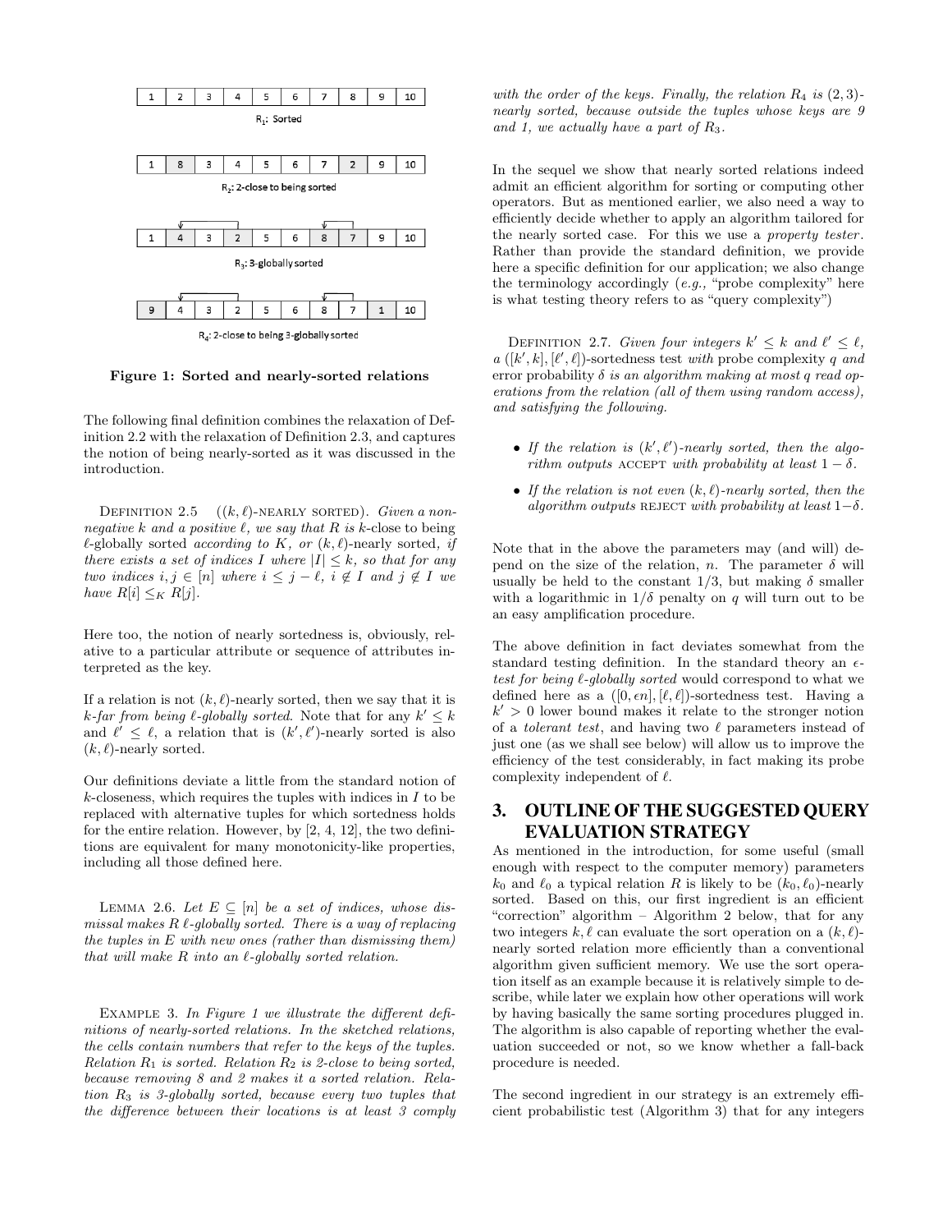| 1 | 2 | 3 | 4 | 5 | 6 | 7 | 8 | 9 | 10 |
|---|---|---|---|---|---|---|---|---|---|

$R_1$: Sorted

| 1 | 8 | 3 | 4 | 5 | 6 | 7 | 2 | 9 | 10 |
|---|---|---|---|---|---|---|---|---|---|

$R_2$: 2-close to being sorted

| 1 | 4 | 3 | 2 | 5 | 6 | 8 | 7 | 9 | 10 |
|---|---|---|---|---|---|---|---|---|---|

$R_3$: 3-globally sorted

| 9 | 4 | 3 | 2 | 5 | 6 | 8 | 7 | 1 | 10 |
|---|---|---|---|---|---|---|---|---|---|

$R_4$: 2-close to being 3-globally sorted

**Figure 1: Sorted and nearly-sorted relations**

The following final definition combines the relaxation of Definition 2.2 with the relaxation of Definition 2.3, and captures the notion of being nearly-sorted as it was discussed in the introduction.

Definition 2.5 (($k,\ell$)-nearly sorted). *Given a non-negative $k$ and a positive $\ell$, we say that $R$ is* $k$-close to being $\ell$-globally sorted *according to $K$, or* $(k,\ell)$-nearly sorted, *if there exists a set of indices $I$ where $|I| \le k$, so that for any two indices $i, j \in [n]$ where $i \le j - \ell$, $i \notin I$ and $j \notin I$ we have $R[i] \le_K R[j]$.*

Here too, the notion of nearly sortedness is, obviously, relative to a particular attribute or sequence of attributes interpreted as the key.

If a relation is not $(k,\ell)$-nearly sorted, then we say that it is *$k$-far from being $\ell$-globally sorted*. Note that for any $k' \le k$ and $\ell' \le \ell$, a relation that is $(k',\ell')$-nearly sorted is also $(k,\ell)$-nearly sorted.

Our definitions deviate a little from the standard notion of $k$-closeness, which requires the tuples with indices in $I$ to be replaced with alternative tuples for which sortedness holds for the entire relation. However, by [2, 4, 12], the two definitions are equivalent for many monotonicity-like properties, including all those defined here.

Lemma 2.6. *Let $E \subseteq [n]$ be a set of indices, whose dismissal makes $R$ $\ell$-globally sorted. There is a way of replacing the tuples in $E$ with new ones (rather than dismissing them) that will make $R$ into an $\ell$-globally sorted relation.*

Example 3. *In Figure 1 we illustrate the different definitions of nearly-sorted relations. In the sketched relations, the cells contain numbers that refer to the keys of the tuples. Relation $R_1$ is sorted. Relation $R_2$ is 2-close to being sorted, because removing 8 and 2 makes it a sorted relation. Relation $R_3$ is 3-globally sorted, because every two tuples that the difference between their locations is at least 3 comply with the order of the keys. Finally, the relation $R_4$ is $(2,3)$-nearly sorted, because outside the tuples whose keys are 9 and 1, we actually have a part of $R_3$.*

In the sequel we show that nearly sorted relations indeed admit an efficient algorithm for sorting or computing other operators. But as mentioned earlier, we also need a way to efficiently decide whether to apply an algorithm tailored for the nearly sorted case. For this we use a *property tester*. Rather than provide the standard definition, we provide here a specific definition for our application; we also change the terminology accordingly (*e.g.*, "probe complexity" here is what testing theory refers to as "query complexity")

Definition 2.7. *Given four integers $k' \le k$ and $\ell' \le \ell$, a $([k',k],[\ell',\ell])$-sortedness test with probe complexity $q$ and* error probability *$\delta$ is an algorithm making at most $q$ read operations from the relation (all of them using random access), and satisfying the following.*

- *If the relation is $(k',\ell')$-nearly sorted, then the algorithm outputs* accept *with probability at least $1-\delta$.*
- *If the relation is not even $(k,\ell)$-nearly sorted, then the algorithm outputs* reject *with probability at least $1-\delta$.*

Note that in the above the parameters may (and will) depend on the size of the relation, $n$. The parameter $\delta$ will usually be held to the constant 1/3, but making $\delta$ smaller with a logarithmic in $1/\delta$ penalty on $q$ will turn out to be an easy amplification procedure.

The above definition in fact deviates somewhat from the standard testing definition. In the standard theory an $\epsilon$-*test for being $\ell$-globally sorted* would correspond to what we defined here as a $([0,\epsilon n],[\ell,\ell])$-sortedness test. Having a $k' > 0$ lower bound makes it relate to the stronger notion of a *tolerant test*, and having two $\ell$ parameters instead of just one (as we shall see below) will allow us to improve the efficiency of the test considerably, in fact making its probe complexity independent of $\ell$.

## 3. OUTLINE OF THE SUGGESTED QUERY EVALUATION STRATEGY

As mentioned in the introduction, for some useful (small enough with respect to the computer memory) parameters $k_0$ and $\ell_0$ a typical relation $R$ is likely to be $(k_0,\ell_0)$-nearly sorted. Based on this, our first ingredient is an efficient "correction" algorithm – Algorithm 2 below, that for any two integers $k,\ell$ can evaluate the sort operation on a $(k,\ell)$-nearly sorted relation more efficiently than a conventional algorithm given sufficient memory. We use the sort operation itself as an example because it is relatively simple to describe, while later we explain how other operations will work by having basically the same sorting procedures plugged in. The algorithm is also capable of reporting whether the evaluation succeeded or not, so we know whether a fall-back procedure is needed.

The second ingredient in our strategy is an extremely efficient probabilistic test (Algorithm 3) that for any integers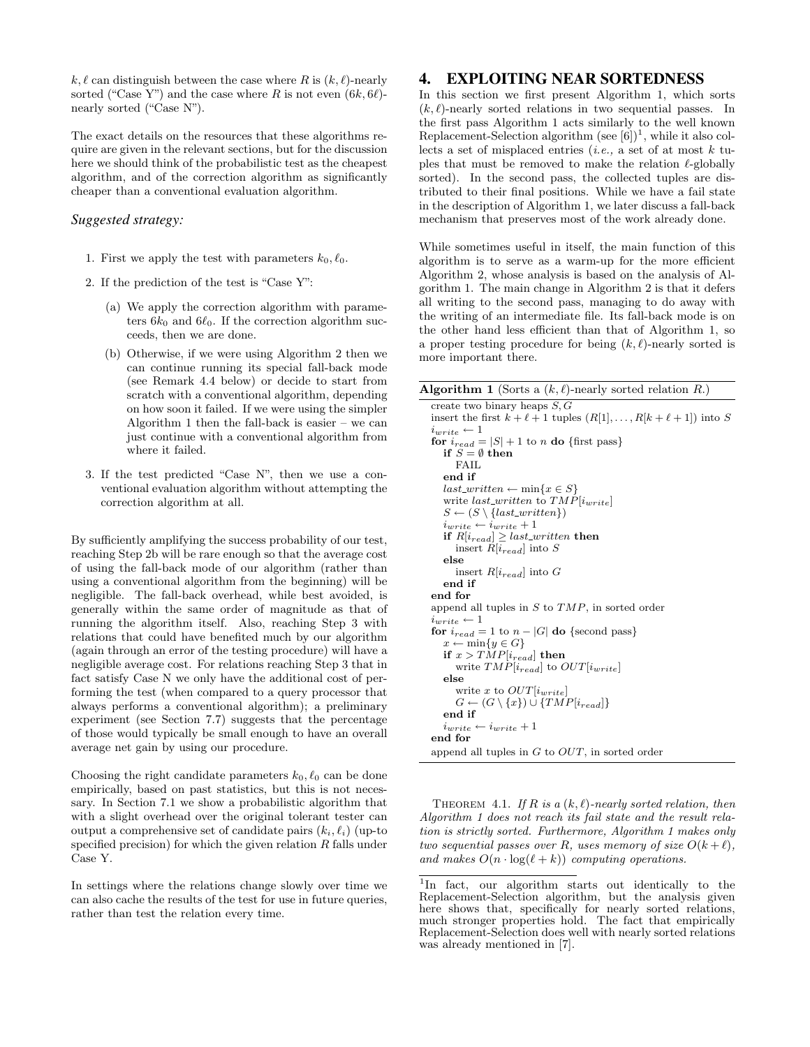$k, \ell$ can distinguish between the case where $R$ is $(k,\ell)$-nearly sorted ("Case Y") and the case where $R$ is not even $(6k,6\ell)$-nearly sorted ("Case N").

The exact details on the resources that these algorithms require are given in the relevant sections, but for the discussion here we should think of the probabilistic test as the cheapest algorithm, and of the correction algorithm as significantly cheaper than a conventional evaluation algorithm.

### *Suggested strategy:*

1. First we apply the test with parameters $k_0, \ell_0$.
2. If the prediction of the test is "Case Y":
   (a) We apply the correction algorithm with parameters $6k_0$ and $6\ell_0$. If the correction algorithm succeeds, then we are done.
   (b) Otherwise, if we were using Algorithm 2 then we can continue running its special fall-back mode (see Remark 4.4 below) or decide to start from scratch with a conventional algorithm, depending on how soon it failed. If we were using the simpler Algorithm 1 then the fall-back is easier – we can just continue with a conventional algorithm from where it failed.
3. If the test predicted "Case N", then we use a conventional evaluation algorithm without attempting the correction algorithm at all.

By sufficiently amplifying the success probability of our test, reaching Step 2b will be rare enough so that the average cost of using the fall-back mode of our algorithm (rather than using a conventional algorithm from the beginning) will be negligible. The fall-back overhead, while best avoided, is generally within the same order of magnitude as that of running the algorithm itself. Also, reaching Step 3 with relations that could have benefited much by our algorithm (again through an error of the testing procedure) will have a negligible average cost. For relations reaching Step 3 that in fact satisfy Case N we only have the additional cost of performing the test (when compared to a query processor that always performs a conventional algorithm); a preliminary experiment (see Section 7.7) suggests that the percentage of those would typically be small enough to have an overall average net gain by using our procedure.

Choosing the right candidate parameters $k_0, \ell_0$ can be done empirically, based on past statistics, but this is not necessary. In Section 7.1 we show a probabilistic algorithm that with a slight overhead over the original tolerant tester can output a comprehensive set of candidate pairs $(k_i, \ell_i)$ (up-to specified precision) for which the given relation $R$ falls under Case Y.

In settings where the relations change slowly over time we can also cache the results of the test for use in future queries, rather than test the relation every time.

# 4. EXPLOITING NEAR SORTEDNESS

In this section we first present Algorithm 1, which sorts $(k,\ell)$-nearly sorted relations in two sequential passes. In the first pass Algorithm 1 acts similarly to the well known Replacement-Selection algorithm (see [6])[1], while it also collects a set of misplaced entries (*i.e.,* a set of at most $k$ tuples that must be removed to make the relation $\ell$-globally sorted). In the second pass, the collected tuples are distributed to their final positions. While we have a fail state in the description of Algorithm 1, we later discuss a fall-back mechanism that preserves most of the work already done.

While sometimes useful in itself, the main function of this algorithm is to serve as a warm-up for the more efficient Algorithm 2, whose analysis is based on the analysis of Algorithm 1. The main change in Algorithm 2 is that it defers all writing to the second pass, managing to do away with the writing of an intermediate file. Its fall-back mode is on the other hand less efficient than that of Algorithm 1, so a proper testing procedure for being $(k,\ell)$-nearly sorted is more important there.

**Algorithm 1** (Sorts a $(k,\ell)$-nearly sorted relation $R$.)

```
create two binary heaps S, G
insert the first k + ℓ + 1 tuples (R[1], ..., R[k + ℓ + 1]) into S
i_write ← 1
for i_read = |S| + 1 to n do {first pass}
  if S = ∅ then
    FAIL
  end if
  last_written ← min{x ∈ S}
  write last_written to TMP[i_write]
  S ← (S \ {last_written})
  i_write ← i_write + 1
  if R[i_read] ≥ last_written then
    insert R[i_read] into S
  else
    insert R[i_read] into G
  end if
end for
append all tuples in S to TMP, in sorted order
i_write ← 1
for i_read = 1 to n − |G| do {second pass}
  x ← min{y ∈ G}
  if x > TMP[i_read] then
    write TMP[i_read] to OUT[i_write]
  else
    write x to OUT[i_write]
    G ← (G \ {x}) ∪ {TMP[i_read]}
  end if
  i_write ← i_write + 1
end for
append all tuples in G to OUT, in sorted order
```

THEOREM 4.1. *If $R$ is a $(k,\ell)$-nearly sorted relation, then Algorithm 1 does not reach its fail state and the result relation is strictly sorted. Furthermore, Algorithm 1 makes only two sequential passes over $R$, uses memory of size $O(k+\ell)$, and makes $O(n \cdot \log(\ell + k))$ computing operations.*

[1] In fact, our algorithm starts out identically to the Replacement-Selection algorithm, but the analysis given here shows that, specifically for nearly sorted relations, much stronger properties hold. The fact that empirically Replacement-Selection does well with nearly sorted relations was already mentioned in [7].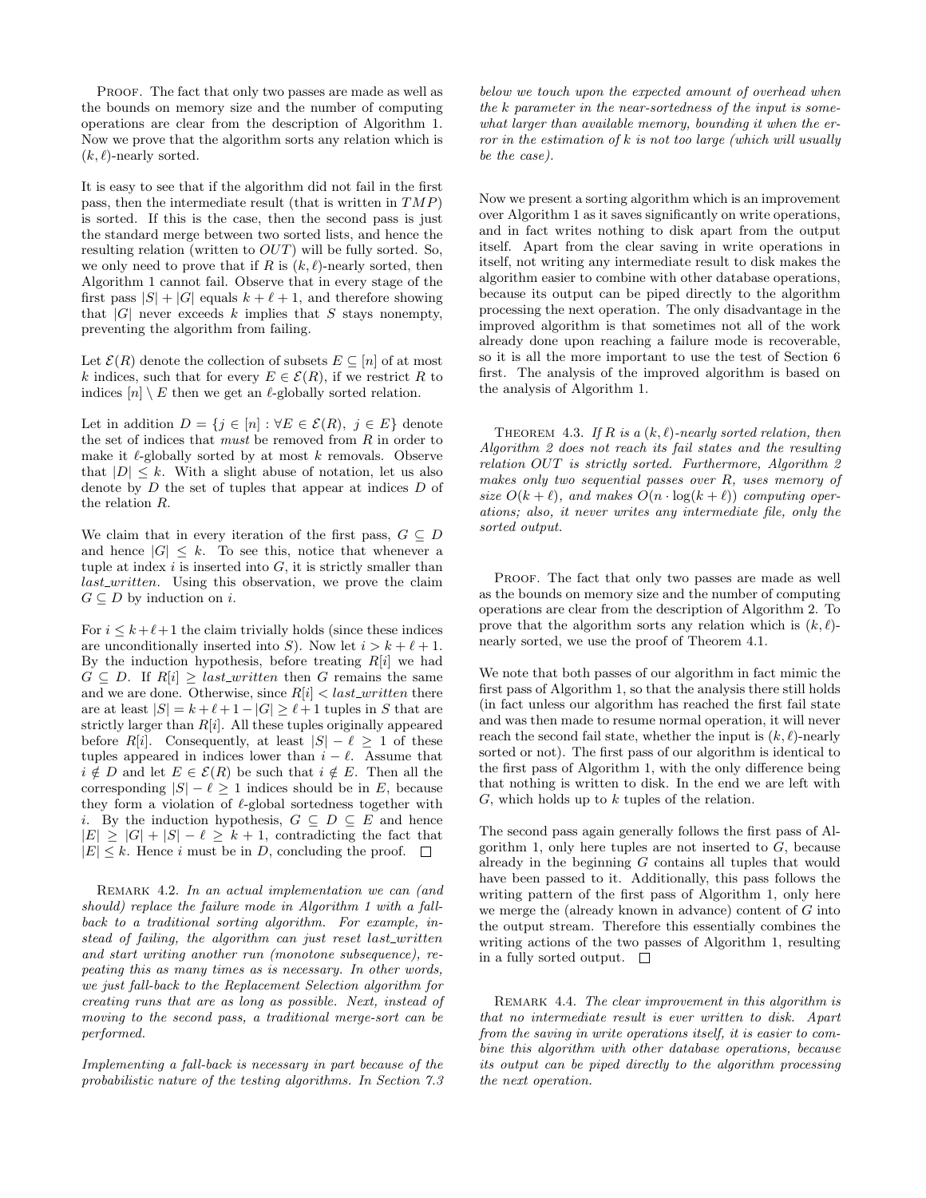Proof. The fact that only two passes are made as well as the bounds on memory size and the number of computing operations are clear from the description of Algorithm 1. Now we prove that the algorithm sorts any relation which is $(k, \ell)$-nearly sorted.

It is easy to see that if the algorithm did not fail in the first pass, then the intermediate result (that is written in $TMP$) is sorted. If this is the case, then the second pass is just the standard merge between two sorted lists, and hence the resulting relation (written to $OUT$) will be fully sorted. So, we only need to prove that if $R$ is $(k, \ell)$-nearly sorted, then Algorithm 1 cannot fail. Observe that in every stage of the first pass $|S| + |G|$ equals $k + \ell + 1$, and therefore showing that $|G|$ never exceeds $k$ implies that $S$ stays nonempty, preventing the algorithm from failing.

Let $\mathcal{E}(R)$ denote the collection of subsets $E \subseteq [n]$ of at most $k$ indices, such that for every $E \in \mathcal{E}(R)$, if we restrict $R$ to indices $[n] \setminus E$ then we get an $\ell$-globally sorted relation.

Let in addition $D = \{j \in [n] : \forall E \in \mathcal{E}(R),\ j \in E\}$ denote the set of indices that *must* be removed from $R$ in order to make it $\ell$-globally sorted by at most $k$ removals. Observe that $|D| \leq k$. With a slight abuse of notation, let us also denote by $D$ the set of tuples that appear at indices $D$ of the relation $R$.

We claim that in every iteration of the first pass, $G \subseteq D$ and hence $|G| \leq k$. To see this, notice that whenever a tuple at index $i$ is inserted into $G$, it is strictly smaller than *last_written*. Using this observation, we prove the claim $G \subseteq D$ by induction on $i$.

For $i \leq k+\ell+1$ the claim trivially holds (since these indices are unconditionally inserted into $S$). Now let $i > k + \ell + 1$. By the induction hypothesis, before treating $R[i]$ we had $G \subseteq D$. If $R[i] \geq last\_written$ then $G$ remains the same and we are done. Otherwise, since $R[i] < last\_written$ there are at least $|S| = k+\ell+1-|G| \geq \ell+1$ tuples in $S$ that are strictly larger than $R[i]$. All these tuples originally appeared before $R[i]$. Consequently, at least $|S| - \ell \geq 1$ of these tuples appeared in indices lower than $i - \ell$. Assume that $i \notin D$ and let $E \in \mathcal{E}(R)$ be such that $i \notin E$. Then all the corresponding $|S| - \ell \geq 1$ indices should be in $E$, because they form a violation of $\ell$-global sortedness together with $i$. By the induction hypothesis, $G \subseteq D \subseteq E$ and hence $|E| \geq |G| + |S| - \ell \geq k + 1$, contradicting the fact that $|E| \leq k$. Hence $i$ must be in $D$, concluding the proof. $\square$

Remark 4.2. *In an actual implementation we can (and should) replace the failure mode in Algorithm 1 with a fall-back to a traditional sorting algorithm. For example, instead of failing, the algorithm can just reset last_written and start writing another run (monotone subsequence), repeating this as many times as is necessary. In other words, we just fall-back to the Replacement Selection algorithm for creating runs that are as long as possible. Next, instead of moving to the second pass, a traditional merge-sort can be performed.*

*Implementing a fall-back is necessary in part because of the probabilistic nature of the testing algorithms. In Section 7.3 below we touch upon the expected amount of overhead when the $k$ parameter in the near-sortedness of the input is somewhat larger than available memory, bounding it when the error in the estimation of $k$ is not too large (which will usually be the case).*

Now we present a sorting algorithm which is an improvement over Algorithm 1 as it saves significantly on write operations, and in fact writes nothing to disk apart from the output itself. Apart from the clear saving in write operations in itself, not writing any intermediate result to disk makes the algorithm easier to combine with other database operations, because its output can be piped directly to the algorithm processing the next operation. The only disadvantage in the improved algorithm is that sometimes not all of the work already done upon reaching a failure mode is recoverable, so it is all the more important to use the test of Section 6 first. The analysis of the improved algorithm is based on the analysis of Algorithm 1.

Theorem 4.3. *If $R$ is a $(k, \ell)$-nearly sorted relation, then Algorithm 2 does not reach its fail states and the resulting relation $OUT$ is strictly sorted. Furthermore, Algorithm 2 makes only two sequential passes over $R$, uses memory of size $O(k + \ell)$, and makes $O(n \cdot \log(k + \ell))$ computing operations; also, it never writes any intermediate file, only the sorted output.*

Proof. The fact that only two passes are made as well as the bounds on memory size and the number of computing operations are clear from the description of Algorithm 2. To prove that the algorithm sorts any relation which is $(k, \ell)$-nearly sorted, we use the proof of Theorem 4.1.

We note that both passes of our algorithm in fact mimic the first pass of Algorithm 1, so that the analysis there still holds (in fact unless our algorithm has reached the first fail state and was then made to resume normal operation, it will never reach the second fail state, whether the input is $(k, \ell)$-nearly sorted or not). The first pass of our algorithm is identical to the first pass of Algorithm 1, with the only difference being that nothing is written to disk. In the end we are left with $G$, which holds up to $k$ tuples of the relation.

The second pass again generally follows the first pass of Algorithm 1, only here tuples are not inserted to $G$, because already in the beginning $G$ contains all tuples that would have been passed to it. Additionally, this pass follows the writing pattern of the first pass of Algorithm 1, only here we merge the (already known in advance) content of $G$ into the output stream. Therefore this essentially combines the writing actions of the two passes of Algorithm 1, resulting in a fully sorted output. $\square$

Remark 4.4. *The clear improvement in this algorithm is that no intermediate result is ever written to disk. Apart from the saving in write operations itself, it is easier to combine this algorithm with other database operations, because its output can be piped directly to the algorithm processing the next operation.*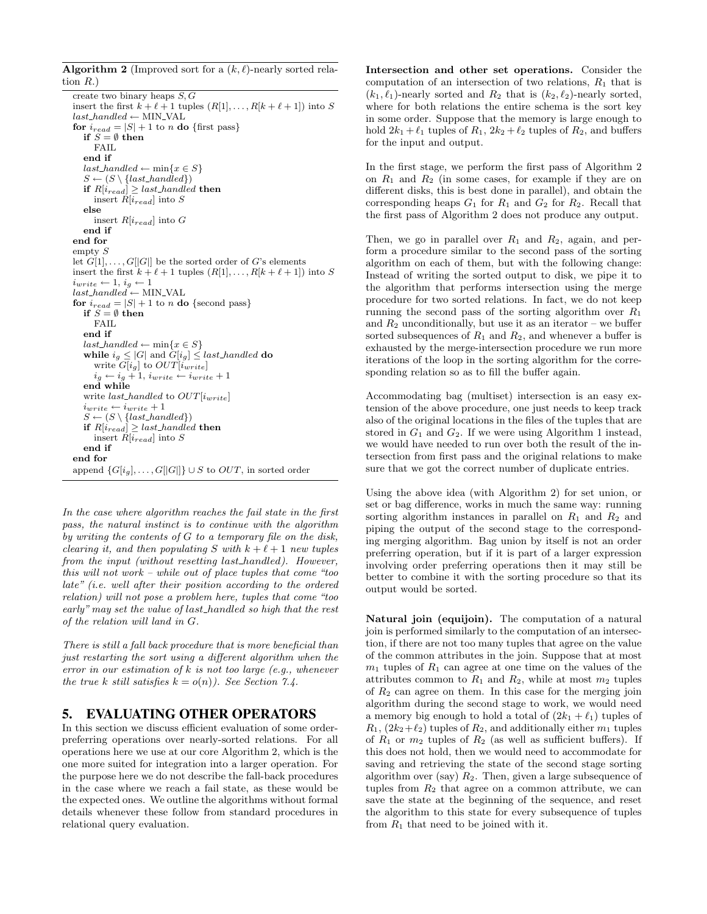**Algorithm 2** (Improved sort for a $(k, \ell)$-nearly sorted relation $R$.)

```
create two binary heaps S, G
insert the first k + ℓ + 1 tuples (R[1], ..., R[k + ℓ + 1]) into S
last_handled ← MIN_VAL
for i_read = |S| + 1 to n do {first pass}
    if S = ∅ then
        FAIL
    end if
    last_handled ← min{x ∈ S}
    S ← (S \ {last_handled})
    if R[i_read] ≥ last_handled then
        insert R[i_read] into S
    else
        insert R[i_read] into G
    end if
end for
empty S
let G[1], ..., G[|G|] be the sorted order of G's elements
insert the first k + ℓ + 1 tuples (R[1], ..., R[k + ℓ + 1]) into S
i_write ← 1, i_g ← 1
last_handled ← MIN_VAL
for i_read = |S| + 1 to n do {second pass}
    if S = ∅ then
        FAIL
    end if
    last_handled ← min{x ∈ S}
    while i_g ≤ |G| and G[i_g] ≤ last_handled do
        write G[i_g] to OUT[i_write]
        i_g ← i_g + 1, i_write ← i_write + 1
    end while
    write last_handled to OUT[i_write]
    i_write ← i_write + 1
    S ← (S \ {last_handled})
    if R[i_read] ≥ last_handled then
        insert R[i_read] into S
    end if
end for
append {G[i_g], ..., G[|G|]} ∪ S to OUT, in sorted order
```

*In the case where algorithm reaches the fail state in the first pass, the natural instinct is to continue with the algorithm by writing the contents of $G$ to a temporary file on the disk, clearing it, and then populating $S$ with $k + \ell + 1$ new tuples from the input (without resetting last_handled). However, this will not work – while out of place tuples that come "too late" (i.e. well after their position according to the ordered relation) will not pose a problem here, tuples that come "too early" may set the value of last_handled so high that the rest of the relation will land in $G$.*

*There is still a fall back procedure that is more beneficial than just restarting the sort using a different algorithm when the error in our estimation of $k$ is not too large (e.g., whenever the true $k$ still satisfies $k = o(n)$). See Section 7.4.*

## 5. EVALUATING OTHER OPERATORS

In this section we discuss efficient evaluation of some order-preferring operations over nearly-sorted relations. For all operations here we use at our core Algorithm 2, which is the one more suited for integration into a larger operation. For the purpose here we do not describe the fall-back procedures in the case where we reach a fail state, as these would be the expected ones. We outline the algorithms without formal details whenever these follow from standard procedures in relational query evaluation.

**Intersection and other set operations.** Consider the computation of an intersection of two relations, $R_1$ that is $(k_1, \ell_1)$-nearly sorted and $R_2$ that is $(k_2, \ell_2)$-nearly sorted, where for both relations the entire schema is the sort key in some order. Suppose that the memory is large enough to hold $2k_1 + \ell_1$ tuples of $R_1$, $2k_2 + \ell_2$ tuples of $R_2$, and buffers for the input and output.

In the first stage, we perform the first pass of Algorithm 2 on $R_1$ and $R_2$ (in some cases, for example if they are on different disks, this is best done in parallel), and obtain the corresponding heaps $G_1$ for $R_1$ and $G_2$ for $R_2$. Recall that the first pass of Algorithm 2 does not produce any output.

Then, we go in parallel over $R_1$ and $R_2$, again, and perform a procedure similar to the second pass of the sorting algorithm on each of them, but with the following change: Instead of writing the sorted output to disk, we pipe it to the algorithm that performs intersection using the merge procedure for two sorted relations. In fact, we do not keep running the second pass of the sorting algorithm over $R_1$ and $R_2$ unconditionally, but use it as an iterator – we buffer sorted subsequences of $R_1$ and $R_2$, and whenever a buffer is exhausted by the merge-intersection procedure we run more iterations of the loop in the sorting algorithm for the corresponding relation so as to fill the buffer again.

Accommodating bag (multiset) intersection is an easy extension of the above procedure, one just needs to keep track also of the original locations in the files of the tuples that are stored in $G_1$ and $G_2$. If we were using Algorithm 1 instead, we would have needed to run over both the result of the intersection from first pass and the original relations to make sure that we got the correct number of duplicate entries.

Using the above idea (with Algorithm 2) for set union, or set or bag difference, works in much the same way: running sorting algorithm instances in parallel on $R_1$ and $R_2$ and piping the output of the second stage to the corresponding merging algorithm. Bag union by itself is not an order preferring operation, but if it is part of a larger expression involving order preferring operations then it may still be better to combine it with the sorting procedure so that its output would be sorted.

**Natural join (equijoin).** The computation of a natural join is performed similarly to the computation of an intersection, if there are not too many tuples that agree on the value of the common attributes in the join. Suppose that at most $m_1$ tuples of $R_1$ can agree at one time on the values of the attributes common to $R_1$ and $R_2$, while at most $m_2$ tuples of $R_2$ can agree on them. In this case for the merging join algorithm during the second stage to work, we would need a memory big enough to hold a total of $(2k_1 + \ell_1)$ tuples of $R_1$, $(2k_2 + \ell_2)$ tuples of $R_2$, and additionally either $m_1$ tuples of $R_1$ or $m_2$ tuples of $R_2$ (as well as sufficient buffers). If this does not hold, then we would need to accommodate for saving and retrieving the state of the second stage sorting algorithm over (say) $R_2$. Then, given a large subsequence of tuples from $R_2$ that agree on a common attribute, we can save the state at the beginning of the sequence, and reset the algorithm to this state for every subsequence of tuples from $R_1$ that need to be joined with it.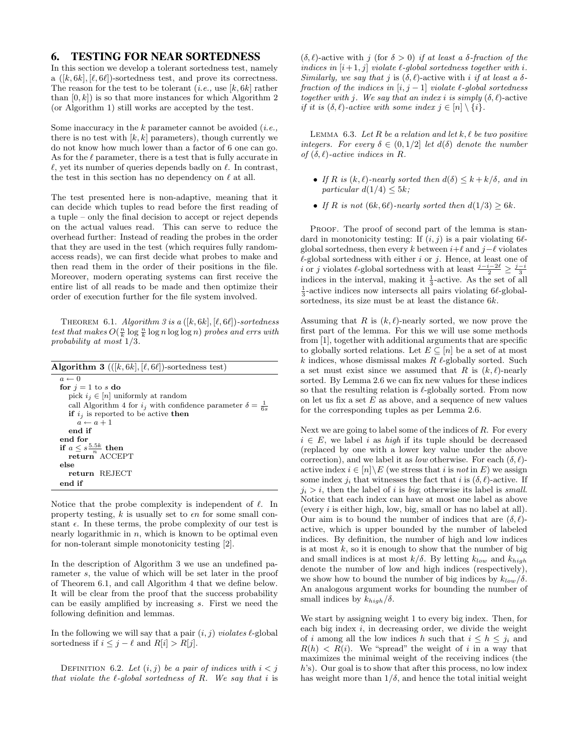## 6. TESTING FOR NEAR SORTEDNESS

In this section we develop a tolerant sortedness test, namely a $([k, 6k], [\ell, 6\ell])$-sortedness test, and prove its correctness. The reason for the test to be tolerant (*i.e.,* use $[k, 6k]$ rather than $[0, k]$) is so that more instances for which Algorithm 2 (or Algorithm 1) still works are accepted by the test.

Some inaccuracy in the $k$ parameter cannot be avoided (*i.e.,* there is no test with $[k, k]$ parameters), though currently we do not know how much lower than a factor of 6 one can go. As for the $\ell$ parameter, there is a test that is fully accurate in $\ell$, yet its number of queries depends badly on $\ell$. In contrast, the test in this section has no dependency on $\ell$ at all.

The test presented here is non-adaptive, meaning that it can decide which tuples to read before the first reading of a tuple – only the final decision to accept or reject depends on the actual values read. This can serve to reduce the overhead further: Instead of reading the probes in the order that they are used in the test (which requires fully random-access reads), we can first decide what probes to make and then read them in the order of their positions in the file. Moreover, modern operating systems can first receive the entire list of all reads to be made and then optimize their order of execution further for the file system involved.

Theorem 6.1. *Algorithm 3 is a $([k, 6k], [\ell, 6\ell])$-sortedness test that makes $O(\frac{n}{k} \log \frac{n}{k} \log n \log\log n)$ probes and errs with probability at most $1/3$.*

**Algorithm 3** ($([k, 6k], [\ell, 6\ell])$-sortedness test)

```
a ← 0
for j = 1 to s do
   pick i_j ∈ [n] uniformly at random
   call Algorithm 4 for i_j with confidence parameter δ = 1/(6s)
   if i_j is reported to be active then
      a ← a + 1
   end if
end for
if a ≤ s·(5.5k/n) then
   return ACCEPT
else
   return REJECT
end if
```

Notice that the probe complexity is independent of $\ell$. In property testing, $k$ is usually set to $\epsilon n$ for some small constant $\epsilon$. In these terms, the probe complexity of our test is nearly logarithmic in $n$, which is known to be optimal even for non-tolerant simple monotonicity testing [2].

In the description of Algorithm 3 we use an undefined parameter $s$, the value of which will be set later in the proof of Theorem 6.1, and call Algorithm 4 that we define below. It will be clear from the proof that the success probability can be easily amplified by increasing $s$. First we need the following definition and lemmas.

In the following we will say that a pair $(i, j)$ *violates* $\ell$-global sortedness if $i \le j - \ell$ and $R[i] > R[j]$.

Definition 6.2. *Let $(i, j)$ be a pair of indices with $i < j$ that violate the $\ell$-global sortedness of $R$. We say that $i$ is* $(\delta, \ell)$-active with $j$ (for $\delta > 0$) *if at least a $\delta$-fraction of the indices in $[i+1, j]$ violate $\ell$-global sortedness together with $i$. Similarly, we say that $j$ is $(\delta, \ell)$-active with $i$ if at least a $\delta$-fraction of the indices in $[i, j-1]$ violate $\ell$-global sortedness together with $j$. We say that an index $i$ is simply* $(\delta, \ell)$-active *if it is $(\delta, \ell)$-active with some index $j \in [n] \setminus \{i\}$.*

Lemma 6.3. *Let $R$ be a relation and let $k, \ell$ be two positive integers. For every $\delta \in (0, 1/2]$ let $d(\delta)$ denote the number of $(\delta, \ell)$-active indices in $R$.*

- *If $R$ is $(k, \ell)$-nearly sorted then $d(\delta) \le k + k/\delta$, and in particular $d(1/4) \le 5k$;*
- *If $R$ is not $(6k, 6\ell)$-nearly sorted then $d(1/3) \ge 6k$.*

Proof. The proof of second part of the lemma is standard in monotonicity testing: If $(i, j)$ is a pair violating $6\ell$-global sortedness, then every $k$ between $i+\ell$ and $j-\ell$ violates $\ell$-global sortedness with either $i$ or $j$. Hence, at least one of $i$ or $j$ violates $\ell$-global sortedness with at least $\frac{j-i-2\ell}{2} \ge \frac{j-i}{3}$ indices in the interval, making it $\frac{1}{3}$-active. As the set of all $\frac{1}{3}$-active indices now intersects all pairs violating $6\ell$-global-sortedness, its size must be at least the distance $6k$.

Assuming that $R$ is $(k, \ell)$-nearly sorted, we now prove the first part of the lemma. For this we will use some methods from [1], together with additional arguments that are specific to globally sorted relations. Let $E \subseteq [n]$ be a set of at most $k$ indices, whose dismissal makes $R$ $\ell$-globally sorted. Such a set must exist since we assumed that $R$ is $(k, \ell)$-nearly sorted. By Lemma 2.6 we can fix new values for these indices so that the resulting relation is $\ell$-globally sorted. From now on let us fix a set $E$ as above, and a sequence of new values for the corresponding tuples as per Lemma 2.6.

Next we are going to label some of the indices of $R$. For every $i \in E$, we label $i$ as *high* if its tuple should be decreased (replaced by one with a lower key value under the above correction), and we label it as *low* otherwise. For each $(\delta, \ell)$-active index $i \in [n] \setminus E$ (we stress that $i$ is *not* in $E$) we assign some index $j_i$ that witnesses the fact that $i$ is $(\delta, \ell)$-active. If $j_i > i$, then the label of $i$ is *big*; otherwise its label is *small*. Notice that each index can have at most one label as above (every $i$ is either high, low, big, small or has no label at all). Our aim is to bound the number of indices that are $(\delta, \ell)$-active, which is upper bounded by the number of labeled indices. By definition, the number of high and low indices is at most $k$, so it is enough to show that the number of big and small indices is at most $k/\delta$. By letting $k_{low}$ and $k_{high}$ denote the number of low and high indices (respectively), we show how to bound the number of big indices by $k_{low}/\delta$. An analogous argument works for bounding the number of small indices by $k_{high}/\delta$.

We start by assigning weight 1 to every big index. Then, for each big index $i$, in decreasing order, we divide the weight of $i$ among all the low indices $h$ such that $i \le h \le j_i$ and $R(h) < R(i)$. We "spread" the weight of $i$ in a way that maximizes the minimal weight of the receiving indices (the $h$'s). Our goal is to show that after this process, no low index has weight more than $1/\delta$, and hence the total initial weight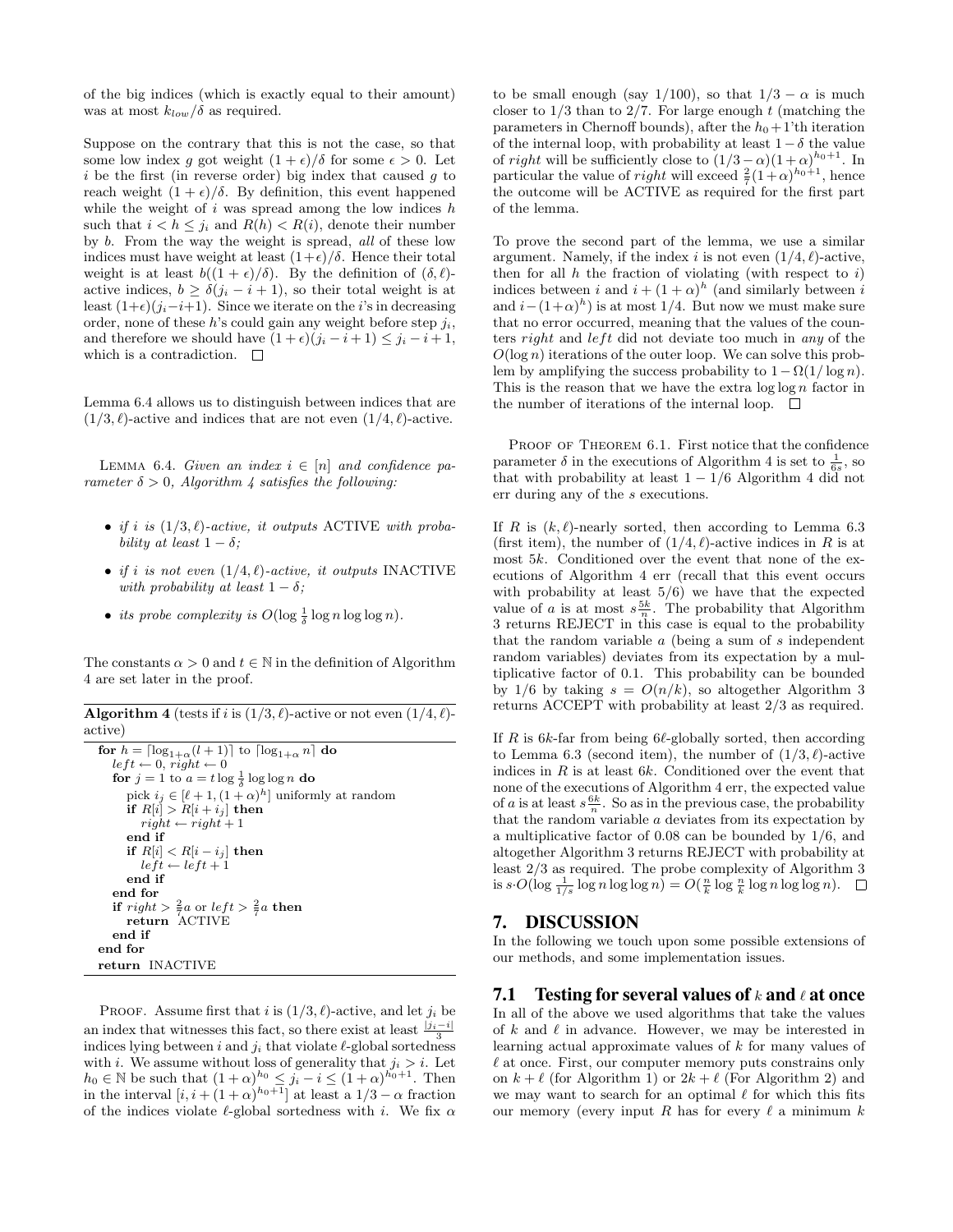of the big indices (which is exactly equal to their amount) was at most $k_{low}/\delta$ as required.

Suppose on the contrary that this is not the case, so that some low index $g$ got weight $(1+\epsilon)/\delta$ for some $\epsilon > 0$. Let $i$ be the first (in reverse order) big index that caused $g$ to reach weight $(1+\epsilon)/\delta$. By definition, this event happened while the weight of $i$ was spread among the low indices $h$ such that $i < h \leq j_i$ and $R(h) < R(i)$, denote their number by $b$. From the way the weight is spread, *all* of these low indices must have weight at least $(1+\epsilon)/\delta$. Hence their total weight is at least $b((1+\epsilon)/\delta)$. By the definition of $(\delta,\ell)$-active indices, $b \geq \delta(j_i - i + 1)$, so their total weight is at least $(1+\epsilon)(j_i - i + 1)$. Since we iterate on the $i$'s in decreasing order, none of these $h$'s could gain any weight before step $j_i$, and therefore we should have $(1+\epsilon)(j_i - i + 1) \leq j_i - i + 1$, which is a contradiction. □

Lemma 6.4 allows us to distinguish between indices that are $(1/3,\ell)$-active and indices that are not even $(1/4,\ell)$-active.

Lemma 6.4. *Given an index $i \in [n]$ and confidence parameter $\delta > 0$, Algorithm 4 satisfies the following:*

- *if $i$ is $(1/3,\ell)$-active, it outputs* ACTIVE *with probability at least $1-\delta$;*
- *if $i$ is not even $(1/4,\ell)$-active, it outputs* INACTIVE *with probability at least $1-\delta$;*
- *its probe complexity is $O(\log\frac{1}{\delta}\log n \log\log n)$.*

The constants $\alpha > 0$ and $t \in \mathbb{N}$ in the definition of Algorithm 4 are set later in the proof.

**Algorithm 4** (tests if $i$ is $(1/3,\ell)$-active or not even $(1/4,\ell)$-active)

```
for h = ⌈log_{1+α}(l+1)⌉ to ⌈log_{1+α} n⌉ do
   left ← 0, right ← 0
   for j = 1 to a = t log (1/δ) log log n do
      pick i_j ∈ [ℓ+1, (1+α)^h] uniformly at random
      if R[i] > R[i+i_j] then
         right ← right + 1
      end if
      if R[i] < R[i−i_j] then
         left ← left + 1
      end if
   end for
   if right > (2/7)a or left > (2/7)a then
      return ACTIVE
   end if
end for
return INACTIVE
```

Proof. Assume first that $i$ is $(1/3,\ell)$-active, and let $j_i$ be an index that witnesses this fact, so there exist at least $\frac{|j_i - i|}{3}$ indices lying between $i$ and $j_i$ that violate $\ell$-global sortedness with $i$. We assume without loss of generality that $j_i > i$. Let $h_0 \in \mathbb{N}$ be such that $(1+\alpha)^{h_0} \leq j_i - i \leq (1+\alpha)^{h_0+1}$. Then in the interval $[i, i+(1+\alpha)^{h_0+1}]$ at least a $1/3-\alpha$ fraction of the indices violate $\ell$-global sortedness with $i$. We fix $\alpha$ to be small enough (say $1/100$), so that $1/3-\alpha$ is much closer to $1/3$ than to $2/7$. For large enough $t$ (matching the parameters in Chernoff bounds), after the $h_0+1$'th iteration of the internal loop, with probability at least $1-\delta$ the value of *right* will be sufficiently close to $(1/3-\alpha)(1+\alpha)^{h_0+1}$. In particular the value of *right* will exceed $\frac{2}{7}(1+\alpha)^{h_0+1}$, hence the outcome will be ACTIVE as required for the first part of the lemma.

To prove the second part of the lemma, we use a similar argument. Namely, if the index $i$ is not even $(1/4,\ell)$-active, then for all $h$ the fraction of violating (with respect to $i$) indices between $i$ and $i+(1+\alpha)^h$ (and similarly between $i$ and $i-(1+\alpha)^h$) is at most $1/4$. But now we must make sure that no error occurred, meaning that the values of the counters *right* and *left* did not deviate too much in *any* of the $O(\log n)$ iterations of the outer loop. We can solve this problem by amplifying the success probability to $1-\Omega(1/\log n)$. This is the reason that we have the extra $\log\log n$ factor in the number of iterations of the internal loop. □

Proof of Theorem 6.1. First notice that the confidence parameter $\delta$ in the executions of Algorithm 4 is set to $\frac{1}{6s}$, so that with probability at least $1-1/6$ Algorithm 4 did not err during any of the $s$ executions.

If $R$ is $(k,\ell)$-nearly sorted, then according to Lemma 6.3 (first item), the number of $(1/4,\ell)$-active indices in $R$ is at most $5k$. Conditioned over the event that none of the executions of Algorithm 4 err (recall that this event occurs with probability at least $5/6$) we have that the expected value of $a$ is at most $s\frac{5k}{n}$. The probability that Algorithm 3 returns REJECT in this case is equal to the probability that the random variable $a$ (being a sum of $s$ independent random variables) deviates from its expectation by a multiplicative factor of 0.1. This probability can be bounded by $1/6$ by taking $s = O(n/k)$, so altogether Algorithm 3 returns ACCEPT with probability at least $2/3$ as required.

If $R$ is $6k$-far from being $6\ell$-globally sorted, then according to Lemma 6.3 (second item), the number of $(1/3,\ell)$-active indices in $R$ is at least $6k$. Conditioned over the event that none of the executions of Algorithm 4 err, the expected value of $a$ is at least $s\frac{6k}{n}$. So as in the previous case, the probability that the random variable $a$ deviates from its expectation by a multiplicative factor of 0.08 can be bounded by $1/6$, and altogether Algorithm 3 returns REJECT with probability at least $2/3$ as required. The probe complexity of Algorithm 3 is $s\cdot O(\log\frac{1}{1/s}\log n\log\log n) = O(\frac{n}{k}\log\frac{n}{k}\log n\log\log n)$. □

## 7. DISCUSSION

In the following we touch upon some possible extensions of our methods, and some implementation issues.

### 7.1 Testing for several values of $k$ and $\ell$ at once

In all of the above we used algorithms that take the values of $k$ and $\ell$ in advance. However, we may be interested in learning actual approximate values of $k$ for many values of $\ell$ at once. First, our computer memory puts constrains only on $k+\ell$ (for Algorithm 1) or $2k+\ell$ (For Algorithm 2) and we may want to search for an optimal $\ell$ for which this fits our memory (every input $R$ has for every $\ell$ a minimum $k$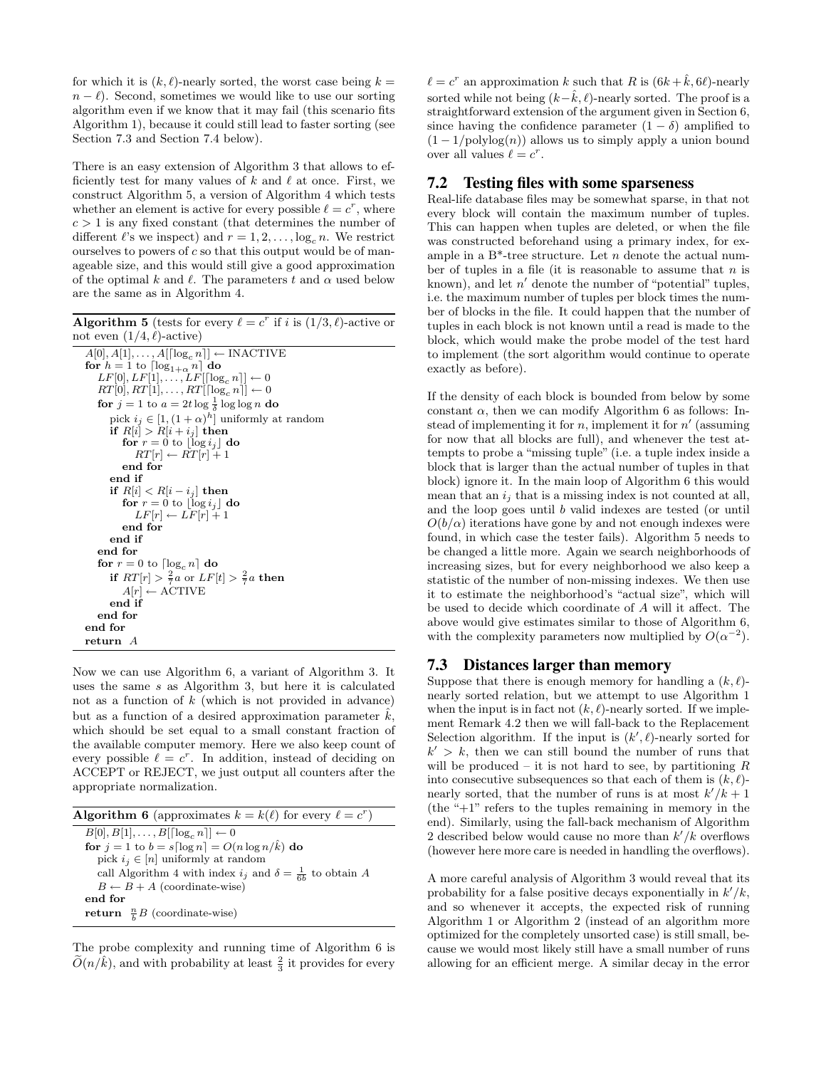for which it is $(k, \ell)$-nearly sorted, the worst case being $k = n - \ell$). Second, sometimes we would like to use our sorting algorithm even if we know that it may fail (this scenario fits Algorithm 1), because it could still lead to faster sorting (see Section 7.3 and Section 7.4 below).

There is an easy extension of Algorithm 3 that allows to efficiently test for many values of $k$ and $\ell$ at once. First, we construct Algorithm 5, a version of Algorithm 4 which tests whether an element is active for every possible $\ell = c^r$, where $c > 1$ is any fixed constant (that determines the number of different $\ell$'s we inspect) and $r = 1, 2, \ldots, \log_c n$. We restrict ourselves to powers of $c$ so that this output would be of manageable size, and this would still give a good approximation of the optimal $k$ and $\ell$. The parameters $t$ and $\alpha$ used below are the same as in Algorithm 4.

**Algorithm 5** (tests for every $\ell = c^r$ if $i$ is $(1/3, \ell)$-active or not even $(1/4, \ell)$-active)

```
A[0], A[1], ..., A[⌈log_c n⌉] ← INACTIVE
for h = 1 to ⌈log_{1+α} n⌉ do
  LF[0], LF[1], ..., LF[⌈log_c n⌉] ← 0
  RT[0], RT[1], ..., RT[⌈log_c n⌉] ← 0
  for j = 1 to a = 2t log(1/δ) log log n do
    pick i_j ∈ [1, (1+α)^h] uniformly at random
    if R[i] > R[i + i_j] then
      for r = 0 to ⌊log i_j⌋ do
        RT[r] ← RT[r] + 1
      end for
    end if
    if R[i] < R[i − i_j] then
      for r = 0 to ⌊log i_j⌋ do
        LF[r] ← LF[r] + 1
      end for
    end if
  end for
  for r = 0 to ⌈log_c n⌉ do
    if RT[r] > (2/7)a or LF[t] > (2/7)a then
      A[r] ← ACTIVE
    end if
  end for
end for
return A
```

Now we can use Algorithm 6, a variant of Algorithm 3. It uses the same $s$ as Algorithm 3, but here it is calculated not as a function of $k$ (which is not provided in advance) but as a function of a desired approximation parameter $\hat{k}$, which should be set equal to a small constant fraction of the available computer memory. Here we also keep count of every possible $\ell = c^r$. In addition, instead of deciding on ACCEPT or REJECT, we just output all counters after the appropriate normalization.

**Algorithm 6** (approximates $k = k(\ell)$ for every $\ell = c^r$)

```
B[0], B[1], ..., B[⌈log_c n⌉] ← 0
for j = 1 to b = s⌈log n⌉ = O(n log n / k̂) do
  pick i_j ∈ [n] uniformly at random
  call Algorithm 4 with index i_j and δ = 1/(6b) to obtain A
  B ← B + A (coordinate-wise)
end for
return (n/b) B (coordinate-wise)
```

The probe complexity and running time of Algorithm 6 is $\widetilde{O}(n/\hat{k})$, and with probability at least $\frac{2}{3}$ it provides for every $\ell = c^r$ an approximation $k$ such that $R$ is $(6k + \hat{k}, 6\ell)$-nearly sorted while not being $(k - \hat{k}, \ell)$-nearly sorted. The proof is a straightforward extension of the argument given in Section 6, since having the confidence parameter $(1 - \delta)$ amplified to $(1 - 1/\mathrm{polylog}(n))$ allows us to simply apply a union bound over all values $\ell = c^r$.

## 7.2 Testing files with some sparseness

Real-life database files may be somewhat sparse, in that not every block will contain the maximum number of tuples. This can happen when tuples are deleted, or when the file was constructed beforehand using a primary index, for example in a B*-tree structure. Let $n$ denote the actual number of tuples in a file (it is reasonable to assume that $n$ is known), and let $n'$ denote the number of "potential" tuples, i.e. the maximum number of tuples per block times the number of blocks in the file. It could happen that the number of tuples in each block is not known until a read is made to the block, which would make the probe model of the test hard to implement (the sort algorithm would continue to operate exactly as before).

If the density of each block is bounded from below by some constant $\alpha$, then we can modify Algorithm 6 as follows: Instead of implementing it for $n$, implement it for $n'$ (assuming for now that all blocks are full), and whenever the test attempts to probe a "missing tuple" (i.e. a tuple index inside a block that is larger than the actual number of tuples in that block) ignore it. In the main loop of Algorithm 6 this would mean that an $i_j$ that is a missing index is not counted at all, and the loop goes until $b$ valid indexes are tested (or until $O(b/\alpha)$ iterations have gone by and not enough indexes were found, in which case the tester fails). Algorithm 5 needs to be changed a little more. Again we search neighborhoods of increasing sizes, but for every neighborhood we also keep a statistic of the number of non-missing indexes. We then use it to estimate the neighborhood's "actual size", which will be used to decide which coordinate of $A$ will it affect. The above would give estimates similar to those of Algorithm 6, with the complexity parameters now multiplied by $O(\alpha^{-2})$.

## 7.3 Distances larger than memory

Suppose that there is enough memory for handling a $(k, \ell)$-nearly sorted relation, but we attempt to use Algorithm 1 when the input is in fact not $(k, \ell)$-nearly sorted. If we implement Remark 4.2 then we will fall-back to the Replacement Selection algorithm. If the input is $(k', \ell)$-nearly sorted for $k' > k$, then we can still bound the number of runs that will be produced – it is not hard to see, by partitioning $R$ into consecutive subsequences so that each of them is $(k, \ell)$-nearly sorted, that the number of runs is at most $k'/k + 1$ (the "+1" refers to the tuples remaining in memory in the end). Similarly, using the fall-back mechanism of Algorithm 2 described below would cause no more than $k'/k$ overflows (however here more care is needed in handling the overflows).

A more careful analysis of Algorithm 3 would reveal that its probability for a false positive decays exponentially in $k'/k$, and so whenever it accepts, the expected risk of running Algorithm 1 or Algorithm 2 (instead of an algorithm more optimized for the completely unsorted case) is still small, because we would most likely still have a small number of runs allowing for an efficient merge. A similar decay in the error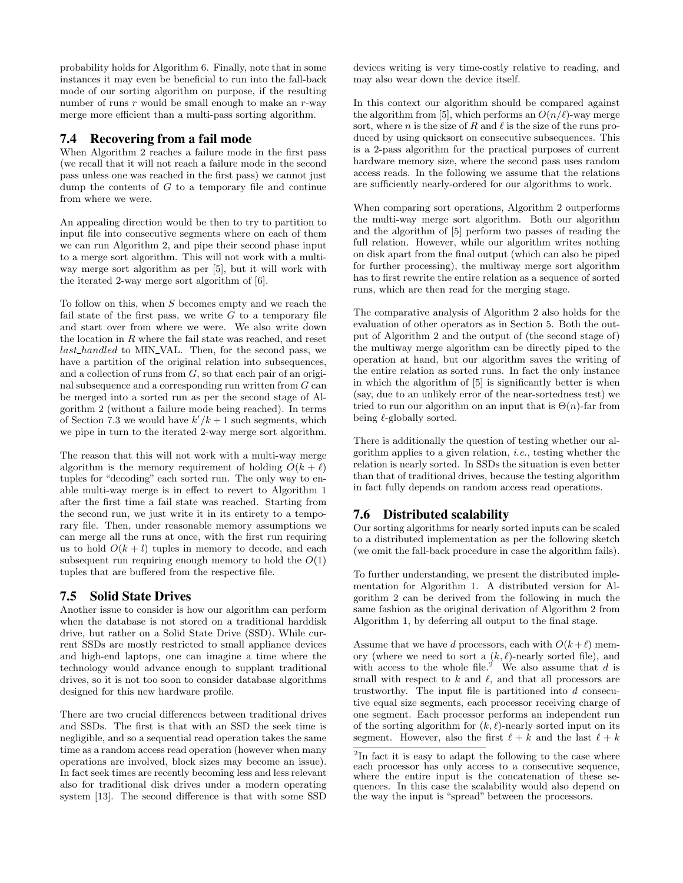probability holds for Algorithm 6. Finally, note that in some instances it may even be beneficial to run into the fall-back mode of our sorting algorithm on purpose, if the resulting number of runs $r$ would be small enough to make an $r$-way merge more efficient than a multi-pass sorting algorithm.

## 7.4 Recovering from a fail mode

When Algorithm 2 reaches a failure mode in the first pass (we recall that it will not reach a failure mode in the second pass unless one was reached in the first pass) we cannot just dump the contents of $G$ to a temporary file and continue from where we were.

An appealing direction would be then to try to partition to input file into consecutive segments where on each of them we can run Algorithm 2, and pipe their second phase input to a merge sort algorithm. This will not work with a multi-way merge sort algorithm as per [5], but it will work with the iterated 2-way merge sort algorithm of [6].

To follow on this, when $S$ becomes empty and we reach the fail state of the first pass, we write $G$ to a temporary file and start over from where we were. We also write down the location in $R$ where the fail state was reached, and reset *last_handled* to MIN_VAL. Then, for the second pass, we have a partition of the original relation into subsequences, and a collection of runs from $G$, so that each pair of an original subsequence and a corresponding run written from $G$ can be merged into a sorted run as per the second stage of Algorithm 2 (without a failure mode being reached). In terms of Section 7.3 we would have $k'/k + 1$ such segments, which we pipe in turn to the iterated 2-way merge sort algorithm.

The reason that this will not work with a multi-way merge algorithm is the memory requirement of holding $O(k + \ell)$ tuples for "decoding" each sorted run. The only way to enable multi-way merge is in effect to revert to Algorithm 1 after the first time a fail state was reached. Starting from the second run, we just write it in its entirety to a temporary file. Then, under reasonable memory assumptions we can merge all the runs at once, with the first run requiring us to hold $O(k + l)$ tuples in memory to decode, and each subsequent run requiring enough memory to hold the $O(1)$ tuples that are buffered from the respective file.

## 7.5 Solid State Drives

Another issue to consider is how our algorithm can perform when the database is not stored on a traditional harddisk drive, but rather on a Solid State Drive (SSD). While current SSDs are mostly restricted to small appliance devices and high-end laptops, one can imagine a time where the technology would advance enough to supplant traditional drives, so it is not too soon to consider database algorithms designed for this new hardware profile.

There are two crucial differences between traditional drives and SSDs. The first is that with an SSD the seek time is negligible, and so a sequential read operation takes the same time as a random access read operation (however when many operations are involved, block sizes may become an issue). In fact seek times are recently becoming less and less relevant also for traditional disk drives under a modern operating system [13]. The second difference is that with some SSD devices writing is very time-costly relative to reading, and may also wear down the device itself.

In this context our algorithm should be compared against the algorithm from [5], which performs an $O(n/\ell)$-way merge sort, where $n$ is the size of $R$ and $\ell$ is the size of the runs produced by using quicksort on consecutive subsequences. This is a 2-pass algorithm for the practical purposes of current hardware memory size, where the second pass uses random access reads. In the following we assume that the relations are sufficiently nearly-ordered for our algorithms to work.

When comparing sort operations, Algorithm 2 outperforms the multi-way merge sort algorithm. Both our algorithm and the algorithm of [5] perform two passes of reading the full relation. However, while our algorithm writes nothing on disk apart from the final output (which can also be piped for further processing), the multiway merge sort algorithm has to first rewrite the entire relation as a sequence of sorted runs, which are then read for the merging stage.

The comparative analysis of Algorithm 2 also holds for the evaluation of other operators as in Section 5. Both the output of Algorithm 2 and the output of (the second stage of) the multiway merge algorithm can be directly piped to the operation at hand, but our algorithm saves the writing of the entire relation as sorted runs. In fact the only instance in which the algorithm of [5] is significantly better is when (say, due to an unlikely error of the near-sortedness test) we tried to run our algorithm on an input that is $\Theta(n)$-far from being $\ell$-globally sorted.

There is additionally the question of testing whether our algorithm applies to a given relation, *i.e.*, testing whether the relation is nearly sorted. In SSDs the situation is even better than that of traditional drives, because the testing algorithm in fact fully depends on random access read operations.

## 7.6 Distributed scalability

Our sorting algorithms for nearly sorted inputs can be scaled to a distributed implementation as per the following sketch (we omit the fall-back procedure in case the algorithm fails).

To further understanding, we present the distributed implementation for Algorithm 1. A distributed version for Algorithm 2 can be derived from the following in much the same fashion as the original derivation of Algorithm 2 from Algorithm 1, by deferring all output to the final stage.

Assume that we have $d$ processors, each with $O(k+\ell)$ memory (where we need to sort a $(k, \ell)$-nearly sorted file), and with access to the whole file.[2] We also assume that $d$ is small with respect to $k$ and $\ell$, and that all processors are trustworthy. The input file is partitioned into $d$ consecutive equal size segments, each processor receiving charge of one segment. Each processor performs an independent run of the sorting algorithm for $(k, \ell)$-nearly sorted input on its segment. However, also the first $\ell + k$ and the last $\ell + k$

[2] In fact it is easy to adapt the following to the case where each processor has only access to a consecutive sequence, where the entire input is the concatenation of these sequences. In this case the scalability would also depend on the way the input is "spread" between the processors.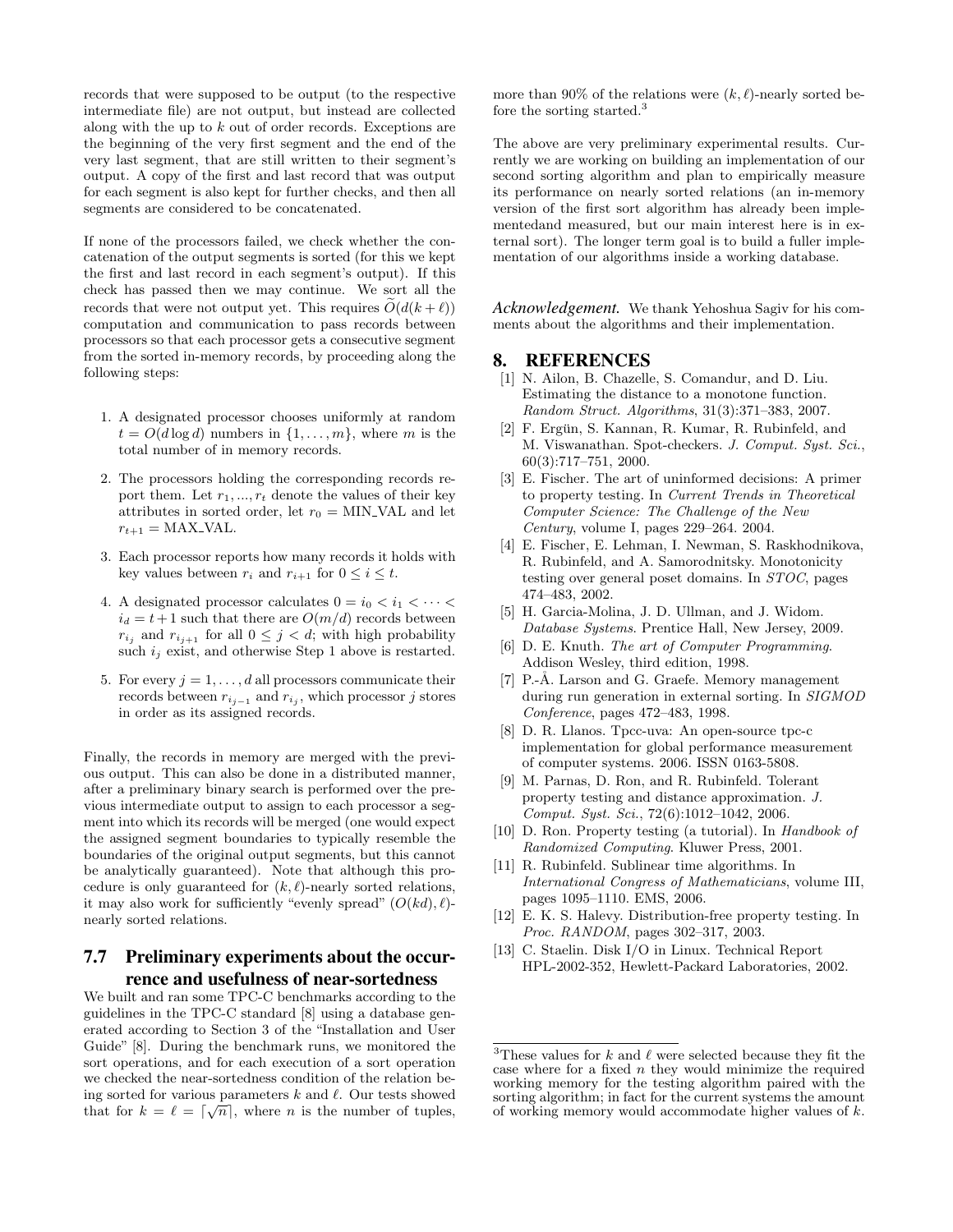records that were supposed to be output (to the respective intermediate file) are not output, but instead are collected along with the up to $k$ out of order records. Exceptions are the beginning of the very first segment and the end of the very last segment, that are still written to their segment's output. A copy of the first and last record that was output for each segment is also kept for further checks, and then all segments are considered to be concatenated.

If none of the processors failed, we check whether the concatenation of the output segments is sorted (for this we kept the first and last record in each segment's output). If this check has passed then we may continue. We sort all the records that were not output yet. This requires $\widetilde{O}(d(k+\ell))$ computation and communication to pass records between processors so that each processor gets a consecutive segment from the sorted in-memory records, by proceeding along the following steps:

1. A designated processor chooses uniformly at random $t = O(d \log d)$ numbers in $\{1, \ldots, m\}$, where $m$ is the total number of in memory records.
2. The processors holding the corresponding records report them. Let $r_1, ..., r_t$ denote the values of their key attributes in sorted order, let $r_0$ = MIN_VAL and let $r_{t+1}$ = MAX_VAL.
3. Each processor reports how many records it holds with key values between $r_i$ and $r_{i+1}$ for $0 \le i \le t$.
4. A designated processor calculates $0 = i_0 < i_1 < \cdots < i_d = t+1$ such that there are $O(m/d)$ records between $r_{i_j}$ and $r_{i_{j+1}}$ for all $0 \le j < d$; with high probability such $i_j$ exist, and otherwise Step 1 above is restarted.
5. For every $j = 1, \ldots, d$ all processors communicate their records between $r_{i_{j-1}}$ and $r_{i_j}$, which processor $j$ stores in order as its assigned records.

Finally, the records in memory are merged with the previous output. This can also be done in a distributed manner, after a preliminary binary search is performed over the previous intermediate output to assign to each processor a segment into which its records will be merged (one would expect the assigned segment boundaries to typically resemble the boundaries of the original output segments, but this cannot be analytically guaranteed). Note that although this procedure is only guaranteed for $(k, \ell)$-nearly sorted relations, it may also work for sufficiently "evenly spread" $(O(kd), \ell)$-nearly sorted relations.

## 7.7 Preliminary experiments about the occurrence and usefulness of near-sortedness

We built and ran some TPC-C benchmarks according to the guidelines in the TPC-C standard [8] using a database generated according to Section 3 of the "Installation and User Guide" [8]. During the benchmark runs, we monitored the sort operations, and for each execution of a sort operation we checked the near-sortedness condition of the relation being sorted for various parameters $k$ and $\ell$. Our tests showed that for $k = \ell = \lceil \sqrt{n} \rceil$, where $n$ is the number of tuples, more than 90% of the relations were $(k, \ell)$-nearly sorted before the sorting started.[3]

The above are very preliminary experimental results. Currently we are working on building an implementation of our second sorting algorithm and plan to empirically measure its performance on nearly sorted relations (an in-memory version of the first sort algorithm has already been implementedand measured, but our main interest here is in external sort). The longer term goal is to build a fuller implementation of our algorithms inside a working database.

***Acknowledgement.*** We thank Yehoshua Sagiv for his comments about the algorithms and their implementation.

# 8. REFERENCES

[1] N. Ailon, B. Chazelle, S. Comandur, and D. Liu. Estimating the distance to a monotone function. *Random Struct. Algorithms*, 31(3):371–383, 2007.

[2] F. Ergün, S. Kannan, R. Kumar, R. Rubinfeld, and M. Viswanathan. Spot-checkers. *J. Comput. Syst. Sci.*, 60(3):717–751, 2000.

[3] E. Fischer. The art of uninformed decisions: A primer to property testing. In *Current Trends in Theoretical Computer Science: The Challenge of the New Century*, volume I, pages 229–264. 2004.

[4] E. Fischer, E. Lehman, I. Newman, S. Raskhodnikova, R. Rubinfeld, and A. Samorodnitsky. Monotonicity testing over general poset domains. In *STOC*, pages 474–483, 2002.

[5] H. Garcia-Molina, J. D. Ullman, and J. Widom. *Database Systems*. Prentice Hall, New Jersey, 2009.

[6] D. E. Knuth. *The art of Computer Programming*. Addison Wesley, third edition, 1998.

[7] P.-Å. Larson and G. Graefe. Memory management during run generation in external sorting. In *SIGMOD Conference*, pages 472–483, 1998.

[8] D. R. Llanos. Tpcc-uva: An open-source tpc-c implementation for global performance measurement of computer systems. 2006. ISSN 0163-5808.

[9] M. Parnas, D. Ron, and R. Rubinfeld. Tolerant property testing and distance approximation. *J. Comput. Syst. Sci.*, 72(6):1012–1042, 2006.

[10] D. Ron. Property testing (a tutorial). In *Handbook of Randomized Computing*. Kluwer Press, 2001.

[11] R. Rubinfeld. Sublinear time algorithms. In *International Congress of Mathematicians*, volume III, pages 1095–1110. EMS, 2006.

[12] E. K. S. Halevy. Distribution-free property testing. In *Proc. RANDOM*, pages 302–317, 2003.

[13] C. Staelin. Disk I/O in Linux. Technical Report HPL-2002-352, Hewlett-Packard Laboratories, 2002.

---

[3] These values for $k$ and $\ell$ were selected because they fit the case where for a fixed $n$ they would minimize the required working memory for the testing algorithm paired with the sorting algorithm; in fact for the current systems the amount of working memory would accommodate higher values of $k$.